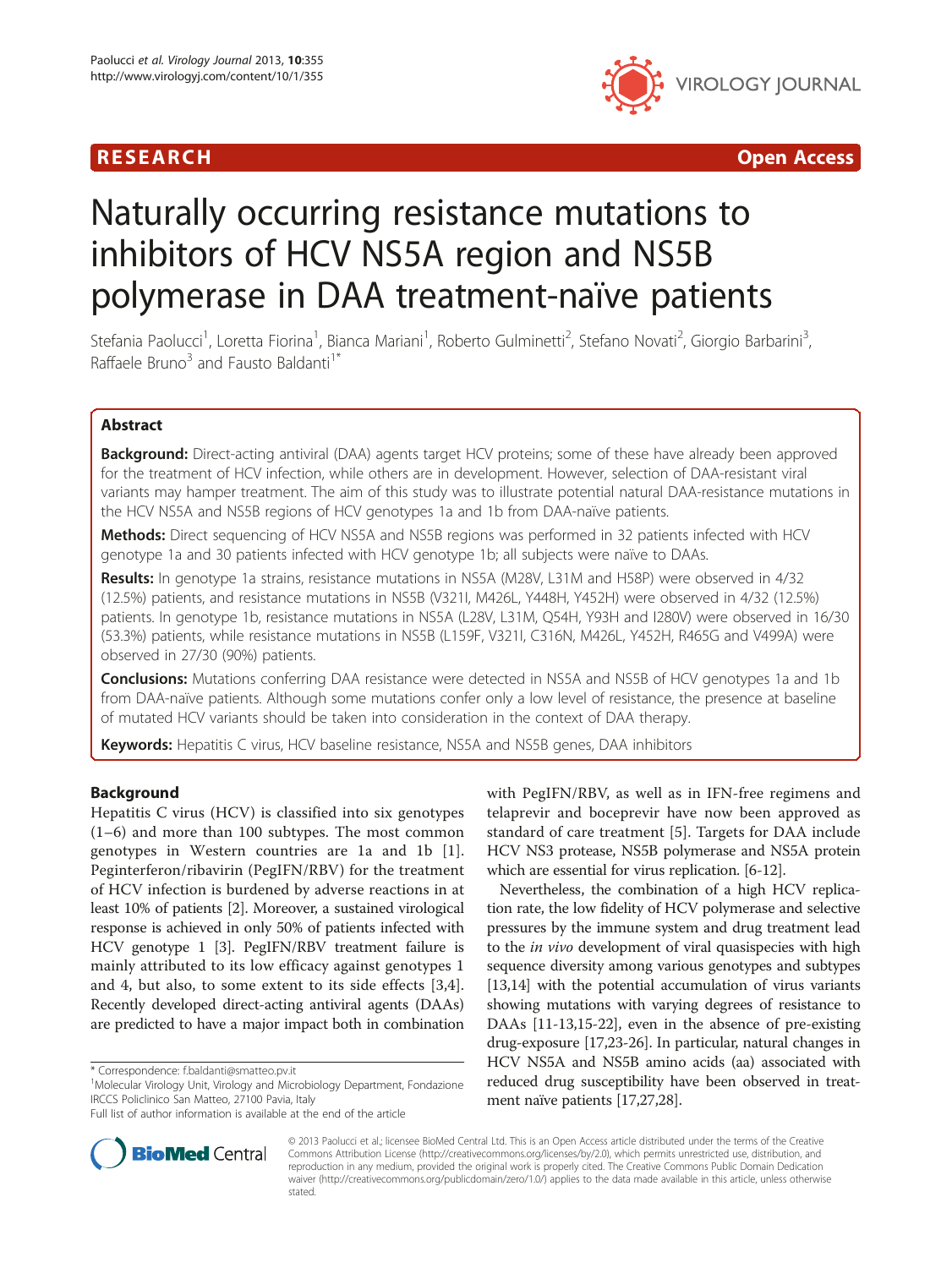RESEARCH Open Access

# Naturally occurring resistance mutations to inhibitors of HCV NS5A region and NS5B polymerase in DAA treatment-naïve patients

Stefania Paolucci[1], Loretta Fiorina[1], Bianca Mariani[1], Roberto Gulminetti[2], Stefano Novati[2], Giorgio Barbarini[3], Raffaele Bruno[3] and Fausto Baldanti[1*]

## Abstract

**Background:** Direct-acting antiviral (DAA) agents target HCV proteins; some of these have already been approved for the treatment of HCV infection, while others are in development. However, selection of DAA-resistant viral variants may hamper treatment. The aim of this study was to illustrate potential natural DAA-resistance mutations in the HCV NS5A and NS5B regions of HCV genotypes 1a and 1b from DAA-naïve patients.

**Methods:** Direct sequencing of HCV NS5A and NS5B regions was performed in 32 patients infected with HCV genotype 1a and 30 patients infected with HCV genotype 1b; all subjects were naïve to DAAs.

**Results:** In genotype 1a strains, resistance mutations in NS5A (M28V, L31M and H58P) were observed in 4/32 (12.5%) patients, and resistance mutations in NS5B (V321I, M426L, Y448H, Y452H) were observed in 4/32 (12.5%) patients. In genotype 1b, resistance mutations in NS5A (L28V, L31M, Q54H, Y93H and I280V) were observed in 16/30 (53.3%) patients, while resistance mutations in NS5B (L159F, V321I, C316N, M426L, Y452H, R465G and V499A) were observed in 27/30 (90%) patients.

**Conclusions:** Mutations conferring DAA resistance were detected in NS5A and NS5B of HCV genotypes 1a and 1b from DAA-naïve patients. Although some mutations confer only a low level of resistance, the presence at baseline of mutated HCV variants should be taken into consideration in the context of DAA therapy.

**Keywords:** Hepatitis C virus, HCV baseline resistance, NS5A and NS5B genes, DAA inhibitors

## Background

Hepatitis C virus (HCV) is classified into six genotypes (1–6) and more than 100 subtypes. The most common genotypes in Western countries are 1a and 1b [1]. Peginterferon/ribavirin (PegIFN/RBV) for the treatment of HCV infection is burdened by adverse reactions in at least 10% of patients [2]. Moreover, a sustained virological response is achieved in only 50% of patients infected with HCV genotype 1 [3]. PegIFN/RBV treatment failure is mainly attributed to its low efficacy against genotypes 1 and 4, but also, to some extent to its side effects [3,4]. Recently developed direct-acting antiviral agents (DAAs) are predicted to have a major impact both in combination with PegIFN/RBV, as well as in IFN-free regimens and telaprevir and boceprevir have now been approved as standard of care treatment [5]. Targets for DAA include HCV NS3 protease, NS5B polymerase and NS5A protein which are essential for virus replication. [6-12].

Nevertheless, the combination of a high HCV replication rate, the low fidelity of HCV polymerase and selective pressures by the immune system and drug treatment lead to the *in vivo* development of viral quasispecies with high sequence diversity among various genotypes and subtypes [13,14] with the potential accumulation of virus variants showing mutations with varying degrees of resistance to DAAs [11-13,15-22], even in the absence of pre-existing drug-exposure [17,23-26]. In particular, natural changes in HCV NS5A and NS5B amino acids (aa) associated with reduced drug susceptibility have been observed in treatment naïve patients [17,27,28].

\* Correspondence: f.baldanti@smatteo.pv.it
[1]Molecular Virology Unit, Virology and Microbiology Department, Fondazione IRCCS Policlinico San Matteo, 27100 Pavia, Italy
Full list of author information is available at the end of the article

© 2013 Paolucci et al.; licensee BioMed Central Ltd. This is an Open Access article distributed under the terms of the Creative Commons Attribution License (http://creativecommons.org/licenses/by/2.0), which permits unrestricted use, distribution, and reproduction in any medium, provided the original work is properly cited. The Creative Commons Public Domain Dedication waiver (http://creativecommons.org/publicdomain/zero/1.0/) applies to the data made available in this article, unless otherwise stated.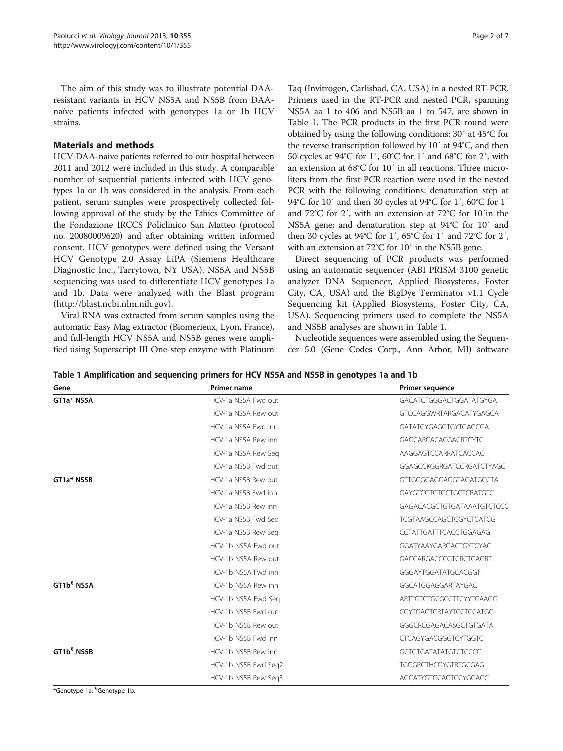The aim of this study was to illustrate potential DAA-resistant variants in HCV NS5A and NS5B from DAA-naïve patients infected with genotypes 1a or 1b HCV strains.

## Materials and methods

HCV DAA-naive patients referred to our hospital between 2011 and 2012 were included in this study. A comparable number of sequential patients infected with HCV genotypes 1a or 1b was considered in the analysis. From each patient, serum samples were prospectively collected following approval of the study by the Ethics Committee of the Fondazione IRCCS Policlinico San Matteo (protocol no. 20080009620) and after obtaining written informed consent. HCV genotypes were defined using the Versant HCV Genotype 2.0 Assay LiPA (Siemens Healthcare Diagnostic Inc., Tarrytown, NY USA). NS5A and NS5B sequencing was used to differentiate HCV genotypes 1a and 1b. Data were analyzed with the Blast program (http://blast.ncbi.nlm.nih.gov).

Viral RNA was extracted from serum samples using the automatic Easy Mag extractor (Biomerieux, Lyon, France), and full-length HCV NS5A and NS5B genes were amplified using Superscript III One-step enzyme with Platinum Taq (Invitrogen, Carlisbad, CA, USA) in a nested RT-PCR. Primers used in the RT-PCR and nested PCR, spanning NS5A aa 1 to 406 and NS5B aa 1 to 547, are shown in Table 1. The PCR products in the first PCR round were obtained by using the following conditions: 30′ at 45°C for the reverse transcription followed by 10′ at 94°C, and then 50 cycles at 94°C for 1′, 60°C for 1′ and 68°C for 2′, with an extension at 68°C for 10′ in all reactions. Three microliters from the first PCR reaction were used in the nested PCR with the following conditions: denaturation step at 94°C for 10′ and then 30 cycles at 94°C for 1′, 60°C for 1′ and 72°C for 2′, with an extension at 72°C for 10′in the NS5A gene; and denaturation step at 94°C for 10′ and then 30 cycles at 94°C for 1′, 65°C for 1′ and 72°C for 2′, with an extension at 72°C for 10′ in the NS5B gene.

Direct sequencing of PCR products was performed using an automatic sequencer (ABI PRISM 3100 genetic analyzer DNA Sequencer, Applied Biosystems, Foster City, CA, USA) and the BigDye Terminator v1.1 Cycle Sequencing kit (Applied Biosystems, Foster City, CA, USA). Sequencing primers used to complete the NS5A and NS5B analyses are shown in Table 1.

Nucleotide sequences were assembled using the Sequencer 5.0 (Gene Codes Corp., Ann Arbor, MI) software

**Table 1 Amplification and sequencing primers for HCV NS5A and NS5B in genotypes 1a and 1b**

| Gene | Primer name | Primer sequence |
|---|---|---|
| **GT1a* NS5A** | HCV-1a NS5A Fwd out | GACATCTGGGACTGGATATGYGA |
| | HCV-1a NS5A Rew out | GTCCAGGWRTARGACATYGAGCA |
| | HCV-1a NS5A Fwd inn | GATATGYGAGGTGYTGAGCGA |
| | HCV-1a NS5A Rew inn | GAGCARCACACGACRTCYTC |
| | HCV-1a NS5A Rew Seq | AAGGAGTCCARRATCACCAC |
| | HCV-1a NS5B Fwd out | GGAGCCKGGRGATCCRGATCTYAGC |
| **GT1a* NS5B** | HCV-1a NS5B Rew out | GTTGGGGAGGAGGTAGATGCCTA |
| | HCV-1a NS5B Fwd inn | GAYGTCGTGTGCTGCTCRATGTC |
| | HCV-1a NS5B Rew inn | GAGACACGCTGTGATAAATGTCTCCC |
| | HCV-1a NS5B Fwd Seq | TCGTAAGCCAGCTCGYCTCATCG |
| | HCV-1a NS5B Rew Seq | CCTATTGATTTCACCTGGAGAG |
| | HCV-1b NS5A Fwd out | GGATYAAYGARGACTGYTCYAC |
| | HCV-1b NS5A Rew out | GACCARGACCCGTCRCTGAGRT |
| | HCV-1b NS5A Fwd inn | GGGAYTGGATATGCACGGT |
| **GT1b[§] NS5A** | HCV-1b NS5A Rew inn | GGCATGGAGGARTAYGAC |
| | HCV-1b NS5A Fwd Seq | ARTTGTCTGCGCCTTCYYTGAAGG |
| | HCV-1b NS5B Fwd out | CGYTGAGTCRTAYTCCTCCATGC |
| | HCV-1b NS5B Rew out | GGGCRCGAGACASGCTGTGATA |
| | HCV-1b NS5B Fwd inn | CTCAGYGACGGGTCYTGGTC |
| **GT1b[§] NS5B** | HCV-1b NS5B Rew inn | GCTGTGATATATGTCTCCCC |
| | HCV-1b NS5B Fwd Seq2 | TGGGRGTHCGYGTRTGCGAG |
| | HCV-1b NS5B Rew Seq3 | AGCATYGTGCAGTCCYGGAGC |

*Genotype 1a; [§]Genotype 1b.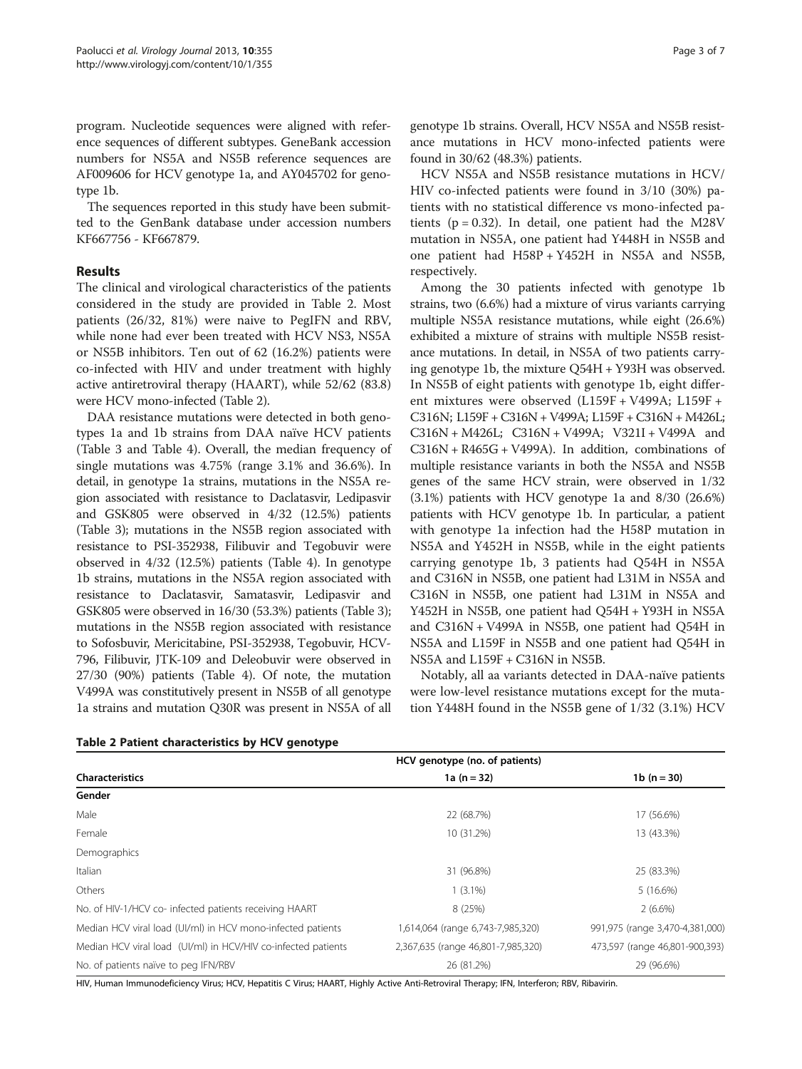program. Nucleotide sequences were aligned with reference sequences of different subtypes. GeneBank accession numbers for NS5A and NS5B reference sequences are AF009606 for HCV genotype 1a, and AY045702 for genotype 1b.

The sequences reported in this study have been submitted to the GenBank database under accession numbers KF667756 - KF667879.

## Results

The clinical and virological characteristics of the patients considered in the study are provided in Table 2. Most patients (26/32, 81%) were naive to PegIFN and RBV, while none had ever been treated with HCV NS3, NS5A or NS5B inhibitors. Ten out of 62 (16.2%) patients were co-infected with HIV and under treatment with highly active antiretroviral therapy (HAART), while 52/62 (83.8) were HCV mono-infected (Table 2).

DAA resistance mutations were detected in both genotypes 1a and 1b strains from DAA naïve HCV patients (Table 3 and Table 4). Overall, the median frequency of single mutations was 4.75% (range 3.1% and 36.6%). In detail, in genotype 1a strains, mutations in the NS5A region associated with resistance to Daclatasvir, Ledipasvir and GSK805 were observed in 4/32 (12.5%) patients (Table 3); mutations in the NS5B region associated with resistance to PSI-352938, Filibuvir and Tegobuvir were observed in 4/32 (12.5%) patients (Table 4). In genotype 1b strains, mutations in the NS5A region associated with resistance to Daclatasvir, Samatasvir, Ledipasvir and GSK805 were observed in 16/30 (53.3%) patients (Table 3); mutations in the NS5B region associated with resistance to Sofosbuvir, Mericitabine, PSI-352938, Tegobuvir, HCV-796, Filibuvir, JTK-109 and Deleobuvir were observed in 27/30 (90%) patients (Table 4). Of note, the mutation V499A was constitutively present in NS5B of all genotype 1a strains and mutation Q30R was present in NS5A of all genotype 1b strains. Overall, HCV NS5A and NS5B resistance mutations in HCV mono-infected patients were found in 30/62 (48.3%) patients.

HCV NS5A and NS5B resistance mutations in HCV/HIV co-infected patients were found in 3/10 (30%) patients with no statistical difference vs mono-infected patients ($p = 0.32$). In detail, one patient had the M28V mutation in NS5A, one patient had Y448H in NS5B and one patient had H58P + Y452H in NS5A and NS5B, respectively.

Among the 30 patients infected with genotype 1b strains, two (6.6%) had a mixture of virus variants carrying multiple NS5A resistance mutations, while eight (26.6%) exhibited a mixture of strains with multiple NS5B resistance mutations. In detail, in NS5A of two patients carrying genotype 1b, the mixture Q54H + Y93H was observed. In NS5B of eight patients with genotype 1b, eight different mixtures were observed (L159F + V499A; L159F + C316N; L159F + C316N + V499A; L159F + C316N + M426L; C316N + M426L; C316N + V499A; V321I + V499A and C316N + R465G + V499A). In addition, combinations of multiple resistance variants in both the NS5A and NS5B genes of the same HCV strain, were observed in 1/32 (3.1%) patients with HCV genotype 1a and 8/30 (26.6%) patients with HCV genotype 1b. In particular, a patient with genotype 1a infection had the H58P mutation in NS5A and Y452H in NS5B, while in the eight patients carrying genotype 1b, 3 patients had Q54H in NS5A and C316N in NS5B, one patient had L31M in NS5A and C316N in NS5B, one patient had L31M in NS5A and Y452H in NS5B, one patient had Q54H + Y93H in NS5A and C316N + V499A in NS5B, one patient had Q54H in NS5A and L159F in NS5B and one patient had Q54H in NS5A and L159F + C316N in NS5B.

Notably, all aa variants detected in DAA-naïve patients were low-level resistance mutations except for the mutation Y448H found in the NS5B gene of 1/32 (3.1%) HCV

**Table 2 Patient characteristics by HCV genotype**

| | HCV genotype (no. of patients) | |
|---|---|---|
| **Characteristics** | **1a (n = 32)** | **1b (n = 30)** |
| **Gender** | | |
| Male | 22 (68.7%) | 17 (56.6%) |
| Female | 10 (31.2%) | 13 (43.3%) |
| Demographics | | |
| Italian | 31 (96.8%) | 25 (83.3%) |
| Others | 1 (3.1%) | 5 (16.6%) |
| No. of HIV-1/HCV co- infected patients receiving HAART | 8 (25%) | 2 (6.6%) |
| Median HCV viral load (UI/ml) in HCV mono-infected patients | 1,614,064 (range 6,743-7,985,320) | 991,975 (range 3,470-4,381,000) |
| Median HCV viral load (UI/ml) in HCV/HIV co-infected patients | 2,367,635 (range 46,801-7,985,320) | 473,597 (range 46,801-900,393) |
| No. of patients naïve to peg IFN/RBV | 26 (81.2%) | 29 (96.6%) |

HIV, Human Immunodeficiency Virus; HCV, Hepatitis C Virus; HAART, Highly Active Anti-Retroviral Therapy; IFN, Interferon; RBV, Ribavirin.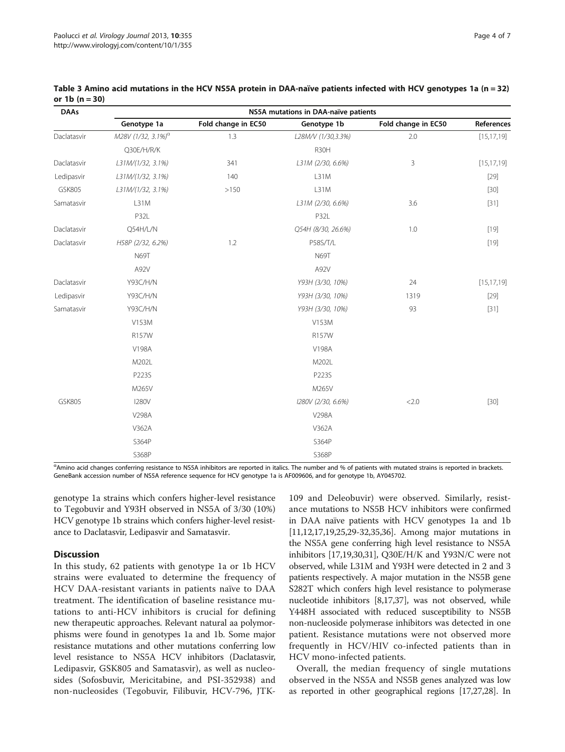**Table 3 Amino acid mutations in the HCV NS5A protein in DAA-naïve patients infected with HCV genotypes 1a (n = 32) or 1b (n = 30)**

| DAAs | NS5A mutations in DAA-naïve patients | | | | |
|---|---|---|---|---|---|
| | Genotype 1a | Fold change in EC50 | Genotype 1b | Fold change in EC50 | References |
| Daclatasvir | *M28V (1/32, 3.1%)*[a] | 1.3 | *L28M/V (1/30,3.3%)* | 2.0 | [15,17,19] |
| | Q30E/H/R/K | | R30H | | |
| Daclatasvir | *L31M/(1/32, 3.1%)* | 341 | *L31M (2/30, 6.6%)* | 3 | [15,17,19] |
| Ledipasvir | *L31M/(1/32, 3.1%)* | 140 | L31M | | [29] |
| GSK805 | *L31M/(1/32, 3.1%)* | >150 | L31M | | [30] |
| Samatasvir | L31M | | *L31M (2/30, 6.6%)* | 3.6 | [31] |
| | P32L | | P32L | | |
| Daclatasvir | Q54H/L/N | | *Q54H (8/30, 26.6%)* | 1.0 | [19] |
| Daclatasvir | *H58P (2/32, 6.2%)* | 1.2 | P58S/T/L | | [19] |
| | N69T | | N69T | | |
| | A92V | | A92V | | |
| Daclatasvir | Y93C/H/N | | *Y93H (3/30, 10%)* | 24 | [15,17,19] |
| Ledipasvir | Y93C/H/N | | *Y93H (3/30, 10%)* | 1319 | [29] |
| Samatasvir | Y93C/H/N | | *Y93H (3/30, 10%)* | 93 | [31] |
| | V153M | | V153M | | |
| | R157W | | R157W | | |
| | V198A | | V198A | | |
| | M202L | | M202L | | |
| | P223S | | P223S | | |
| | M265V | | M265V | | |
| GSK805 | I280V | | *I280V (2/30, 6.6%)* | <2.0 | [30] |
| | V298A | | V298A | | |
| | V362A | | V362A | | |
| | S364P | | S364P | | |
| | S368P | | S368P | | |

[a]Amino acid changes conferring resistance to NS5A inhibitors are reported in italics. The number and % of patients with mutated strains is reported in brackets. GeneBank accession number of NS5A reference sequence for HCV genotype 1a is AF009606, and for genotype 1b, AY045702.

genotype 1a strains which confers higher-level resistance to Tegobuvir and Y93H observed in NS5A of 3/30 (10%) HCV genotype 1b strains which confers higher-level resistance to Daclatasvir, Ledipasvir and Samatasvir.

## Discussion

In this study, 62 patients with genotype 1a or 1b HCV strains were evaluated to determine the frequency of HCV DAA-resistant variants in patients naïve to DAA treatment. The identification of baseline resistance mutations to anti-HCV inhibitors is crucial for defining new therapeutic approaches. Relevant natural aa polymorphisms were found in genotypes 1a and 1b. Some major resistance mutations and other mutations conferring low level resistance to NS5A HCV inhibitors (Daclatasvir, Ledipasvir, GSK805 and Samatasvir), as well as nucleosides (Sofosbuvir, Mericitabine, and PSI-352938) and non-nucleosides (Tegobuvir, Filibuvir, HCV-796, JTK-109 and Deleobuvir) were observed. Similarly, resistance mutations to NS5B HCV inhibitors were confirmed in DAA naïve patients with HCV genotypes 1a and 1b [11,12,17,19,25,29-32,35,36]. Among major mutations in the NS5A gene conferring high level resistance to NS5A inhibitors [17,19,30,31], Q30E/H/K and Y93N/C were not observed, while L31M and Y93H were detected in 2 and 3 patients respectively. A major mutation in the NS5B gene S282T which confers high level resistance to polymerase nucleotide inhibitors [8,17,37], was not observed, while Y448H associated with reduced susceptibility to NS5B non-nucleoside polymerase inhibitors was detected in one patient. Resistance mutations were not observed more frequently in HCV/HIV co-infected patients than in HCV mono-infected patients.

Overall, the median frequency of single mutations observed in the NS5A and NS5B genes analyzed was low as reported in other geographical regions [17,27,28]. In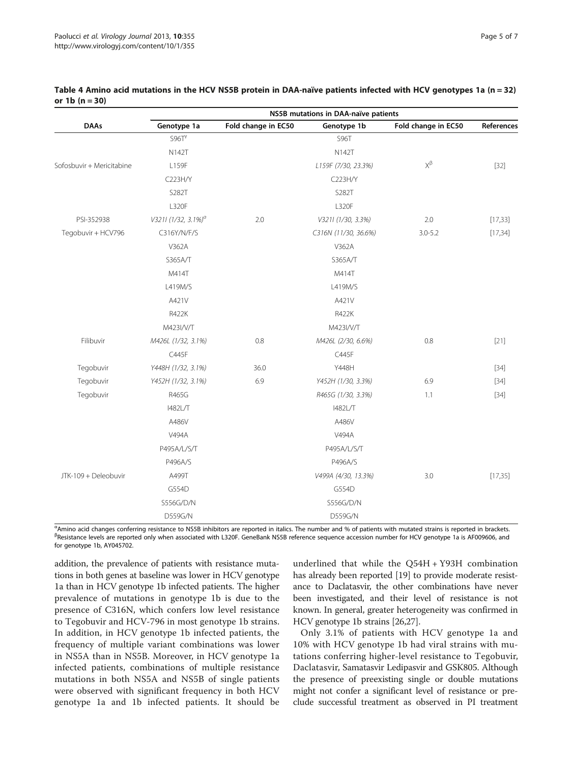**Table 4 Amino acid mutations in the HCV NS5B protein in DAA-naïve patients infected with HCV genotypes 1a (n = 32) or 1b (n = 30)**

| | NS5B mutations in DAA-naïve patients | | | | |
|---|---|---|---|---|---|
| DAAs | Genotype 1a | Fold change in EC50 | Genotype 1b | Fold change in EC50 | References |
| | S96T[γ] | | S96T | | |
| | N142T | | N142T | | |
| Sofosbuvir + Mericitabine | L159F | | *L159F (7/30, 23.3%)* | X[β] | [32] |
| | C223H/Y | | C223H/Y | | |
| | S282T | | S282T | | |
| | L320F | | L320F | | |
| PSI-352938 | *V321I (1/32, 3.1%)*[α] | 2.0 | *V321I (1/30, 3.3%)* | 2.0 | [17,33] |
| Tegobuvir + HCV796 | C316Y/N/F/S | | *C316N (11/30, 36.6%)* | 3.0-5.2 | [17,34] |
| | V362A | | V362A | | |
| | S365A/T | | S365A/T | | |
| | M414T | | M414T | | |
| | L419M/S | | L419M/S | | |
| | A421V | | A421V | | |
| | R422K | | R422K | | |
| | M423I/V/T | | M423I/V/T | | |
| Filibuvir | *M426L (1/32, 3.1%)* | 0.8 | *M426L (2/30, 6.6%)* | 0.8 | [21] |
| | C445F | | C445F | | |
| Tegobuvir | *Y448H (1/32, 3.1%)* | 36.0 | Y448H | | [34] |
| Tegobuvir | *Y452H (1/32, 3.1%)* | 6.9 | *Y452H (1/30, 3.3%)* | 6.9 | [34] |
| Tegobuvir | R465G | | *R465G (1/30, 3.3%)* | 1.1 | [34] |
| | I482L/T | | I482L/T | | |
| | A486V | | A486V | | |
| | V494A | | V494A | | |
| | P495A/L/S/T | | P495A/L/S/T | | |
| | P496A/S | | P496A/S | | |
| JTK-109 + Deleobuvir | A499T | | *V499A (4/30, 13.3%)* | 3.0 | [17,35] |
| | G554D | | G554D | | |
| | S556G/D/N | | S556G/D/N | | |
| | D559G/N | | D559G/N | | |

[α]Amino acid changes conferring resistance to NS5B inhibitors are reported in italics. The number and % of patients with mutated strains is reported in brackets.
[β]Resistance levels are reported only when associated with L320F. GeneBank NS5B reference sequence accession number for HCV genotype 1a is AF009606, and for genotype 1b, AY045702.

addition, the prevalence of patients with resistance mutations in both genes at baseline was lower in HCV genotype 1a than in HCV genotype 1b infected patients. The higher prevalence of mutations in genotype 1b is due to the presence of C316N, which confers low level resistance to Tegobuvir and HCV-796 in most genotype 1b strains. In addition, in HCV genotype 1b infected patients, the frequency of multiple variant combinations was lower in NS5A than in NS5B. Moreover, in HCV genotype 1a infected patients, combinations of multiple resistance mutations in both NS5A and NS5B of single patients were observed with significant frequency in both HCV genotype 1a and 1b infected patients. It should be underlined that while the Q54H + Y93H combination has already been reported [19] to provide moderate resistance to Daclatasvir, the other combinations have never been investigated, and their level of resistance is not known. In general, greater heterogeneity was confirmed in HCV genotype 1b strains [26,27].

Only 3.1% of patients with HCV genotype 1a and 10% with HCV genotype 1b had viral strains with mutations conferring higher-level resistance to Tegobuvir, Daclatasvir, Samatasvir Ledipasvir and GSK805. Although the presence of preexisting single or double mutations might not confer a significant level of resistance or preclude successful treatment as observed in PI treatment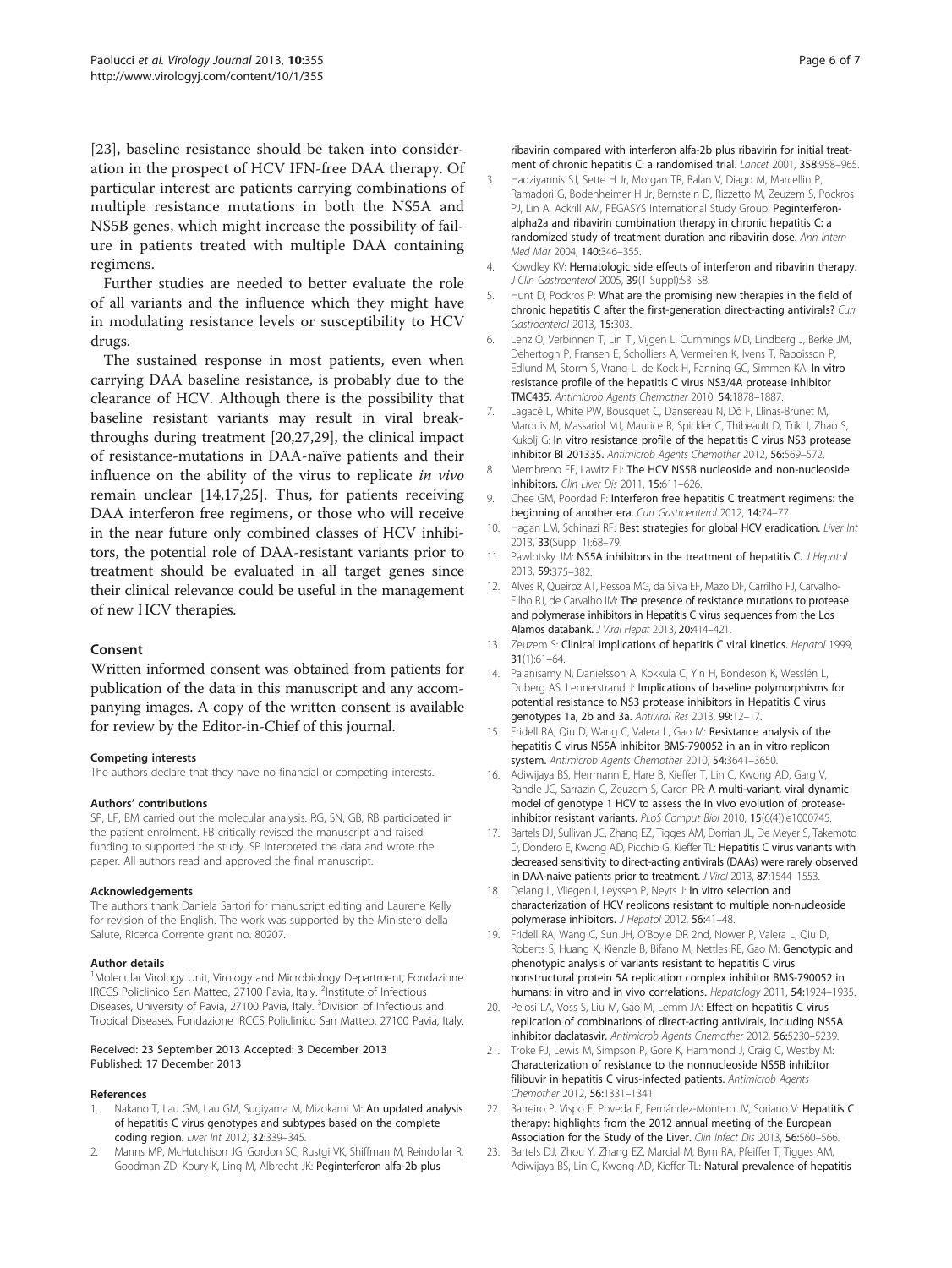[23], baseline resistance should be taken into consideration in the prospect of HCV IFN-free DAA therapy. Of particular interest are patients carrying combinations of multiple resistance mutations in both the NS5A and NS5B genes, which might increase the possibility of failure in patients treated with multiple DAA containing regimens.

Further studies are needed to better evaluate the role of all variants and the influence which they might have in modulating resistance levels or susceptibility to HCV drugs.

The sustained response in most patients, even when carrying DAA baseline resistance, is probably due to the clearance of HCV. Although there is the possibility that baseline resistant variants may result in viral breakthroughs during treatment [20,27,29], the clinical impact of resistance-mutations in DAA-naïve patients and their influence on the ability of the virus to replicate *in vivo* remain unclear [14,17,25]. Thus, for patients receiving DAA interferon free regimens, or those who will receive in the near future only combined classes of HCV inhibitors, the potential role of DAA-resistant variants prior to treatment should be evaluated in all target genes since their clinical relevance could be useful in the management of new HCV therapies.

## Consent

Written informed consent was obtained from patients for publication of the data in this manuscript and any accompanying images. A copy of the written consent is available for review by the Editor-in-Chief of this journal.

#### Competing interests

The authors declare that they have no financial or competing interests.

#### Authors' contributions

SP, LF, BM carried out the molecular analysis. RG, SN, GB, RB participated in the patient enrolment. FB critically revised the manuscript and raised funding to supported the study. SP interpreted the data and wrote the paper. All authors read and approved the final manuscript.

#### Acknowledgements

The authors thank Daniela Sartori for manuscript editing and Laurene Kelly for revision of the English. The work was supported by the Ministero della Salute, Ricerca Corrente grant no. 80207.

#### Author details

[1]Molecular Virology Unit, Virology and Microbiology Department, Fondazione IRCCS Policlinico San Matteo, 27100 Pavia, Italy. [2]Institute of Infectious Diseases, University of Pavia, 27100 Pavia, Italy. [3]Division of Infectious and Tropical Diseases, Fondazione IRCCS Policlinico San Matteo, 27100 Pavia, Italy.

Received: 23 September 2013 Accepted: 3 December 2013
Published: 17 December 2013

#### References

1. Nakano T, Lau GM, Lau GM, Sugiyama M, Mizokami M: **An updated analysis of hepatitis C virus genotypes and subtypes based on the complete coding region.** *Liver Int* 2012, **32:**339–345.
2. Manns MP, McHutchison JG, Gordon SC, Rustgi VK, Shiffman M, Reindollar R, Goodman ZD, Koury K, Ling M, Albrecht JK: **Peginterferon alfa-2b plus ribavirin compared with interferon alfa-2b plus ribavirin for initial treatment of chronic hepatitis C: a randomised trial.** *Lancet* 2001, **358:**958–965.
3. Hadziyannis SJ, Sette H Jr, Morgan TR, Balan V, Diago M, Marcellin P, Ramadori G, Bodenheimer H Jr, Bernstein D, Rizzetto M, Zeuzem S, Pockros PJ, Lin A, Ackrill AM, PEGASYS International Study Group: **Peginterferon-alpha2a and ribavirin combination therapy in chronic hepatitis C: a randomized study of treatment duration and ribavirin dose.** *Ann Intern Med Mar* 2004, **140:**346–355.
4. Kowdley KV: **Hematologic side effects of interferon and ribavirin therapy.** *J Clin Gastroenterol* 2005, **39**(1 Suppl):S3–S8.
5. Hunt D, Pockros P: **What are the promising new therapies in the field of chronic hepatitis C after the first-generation direct-acting antivirals?** *Curr Gastroenterol* 2013, **15:**303.
6. Lenz O, Verbinnen T, Lin TI, Vijgen L, Cummings MD, Lindberg J, Berke JM, Dehertogh P, Fransen E, Scholliers A, Vermeiren K, Ivens T, Raboisson P, Edlund M, Storm S, Vrang L, de Kock H, Fanning GC, Simmen KA: **In vitro resistance profile of the hepatitis C virus NS3/4A protease inhibitor TMC435.** *Antimicrob Agents Chemother* 2010, **54:**1878–1887.
7. Lagacé L, White PW, Bousquet C, Dansereau N, Dô F, Llinas-Brunet M, Marquis M, Massariol MJ, Maurice R, Spickler C, Thibeault D, Triki I, Zhao S, Kukolj G: **In vitro resistance profile of the hepatitis C virus NS3 protease inhibitor BI 201335.** *Antimicrob Agents Chemother* 2012, **56:**569–572.
8. Membreno FE, Lawitz EJ: **The HCV NS5B nucleoside and non-nucleoside inhibitors.** *Clin Liver Dis* 2011, **15:**611–626.
9. Chee GM, Poordad F: **Interferon free hepatitis C treatment regimens: the beginning of another era.** *Curr Gastroenterol* 2012, **14:**74–77.
10. Hagan LM, Schinazi RF: **Best strategies for global HCV eradication.** *Liver Int* 2013, **33**(Suppl 1):68–79.
11. Pawlotsky JM: **NS5A inhibitors in the treatment of hepatitis C.** *J Hepatol* 2013, **59:**375–382.
12. Alves R, Queiroz AT, Pessoa MG, da Silva EF, Mazo DF, Carrilho FJ, Carvalho-Filho RJ, de Carvalho IM: **The presence of resistance mutations to protease and polymerase inhibitors in Hepatitis C virus sequences from the Los Alamos databank.** *J Viral Hepat* 2013, **20:**414–421.
13. Zeuzem S: **Clinical implications of hepatitis C viral kinetics.** *Hepatol* 1999, **31**(1):61–64.
14. Palanisamy N, Danielsson A, Kokkula C, Yin H, Bondeson K, Wesslén L, Duberg AS, Lennerstrand J: **Implications of baseline polymorphisms for potential resistance to NS3 protease inhibitors in Hepatitis C virus genotypes 1a, 2b and 3a.** *Antiviral Res* 2013, **99:**12–17.
15. Fridell RA, Qiu D, Wang C, Valera L, Gao M: **Resistance analysis of the hepatitis C virus NS5A inhibitor BMS-790052 in an in vitro replicon system.** *Antimicrob Agents Chemother* 2010, **54:**3641–3650.
16. Adiwijaya BS, Herrmann E, Hare B, Kieffer T, Lin C, Kwong AD, Garg V, Randle JC, Sarrazin C, Zeuzem S, Caron PR: **A multi-variant, viral dynamic model of genotype 1 HCV to assess the in vivo evolution of protease-inhibitor resistant variants.** *PLoS Comput Biol* 2010, **15**(6(4)):e1000745.
17. Bartels DJ, Sullivan JC, Zhang EZ, Tigges AM, Dorrian JL, De Meyer S, Takemoto D, Dondero E, Kwong AD, Picchio G, Kieffer TL: **Hepatitis C virus variants with decreased sensitivity to direct-acting antivirals (DAAs) were rarely observed in DAA-naive patients prior to treatment.** *J Virol* 2013, **87:**1544–1553.
18. Delang L, Vliegen I, Leyssen P, Neyts J: **In vitro selection and characterization of HCV replicons resistant to multiple non-nucleoside polymerase inhibitors.** *J Hepatol* 2012, **56:**41–48.
19. Fridell RA, Wang C, Sun JH, O'Boyle DR 2nd, Nower P, Valera L, Qiu D, Roberts S, Huang X, Kienzle B, Bifano M, Nettles RE, Gao M: **Genotypic and phenotypic analysis of variants resistant to hepatitis C virus nonstructural protein 5A replication complex inhibitor BMS-790052 in humans: in vitro and in vivo correlations.** *Hepatology* 2011, **54:**1924–1935.
20. Pelosi LA, Voss S, Liu M, Gao M, Lemm JA: **Effect on hepatitis C virus replication of combinations of direct-acting antivirals, including NS5A inhibitor daclatasvir.** *Antimicrob Agents Chemother* 2012, **56:**5230–5239.
21. Troke PJ, Lewis M, Simpson P, Gore K, Hammond J, Craig C, Westby M: **Characterization of resistance to the nonnucleoside NS5B inhibitor filibuvir in hepatitis C virus-infected patients.** *Antimicrob Agents Chemother* 2012, **56:**1331–1341.
22. Barreiro P, Vispo E, Poveda E, Fernández-Montero JV, Soriano V: **Hepatitis C therapy: highlights from the 2012 annual meeting of the European Association for the Study of the Liver.** *Clin Infect Dis* 2013, **56:**560–566.
23. Bartels DJ, Zhou Y, Zhang EZ, Marcial M, Byrn RA, Pfeiffer T, Tigges AM, Adiwijaya BS, Lin C, Kwong AD, Kieffer TL: **Natural prevalence of hepatitis**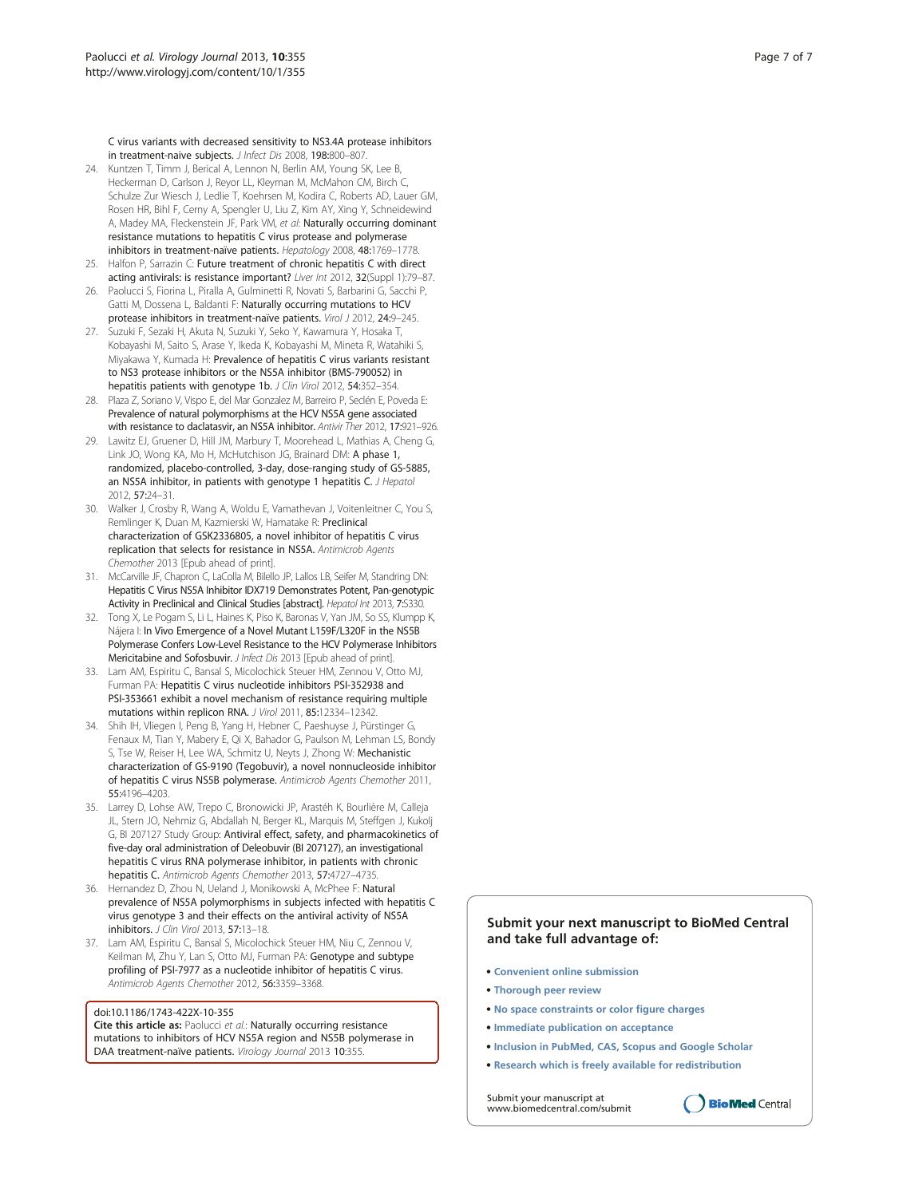C virus variants with decreased sensitivity to NS3.4A protease inhibitors in treatment-naive subjects. *J Infect Dis* 2008, **198:**800–807.

24. Kuntzen T, Timm J, Berical A, Lennon N, Berlin AM, Young SK, Lee B, Heckerman D, Carlson J, Reyor LL, Kleyman M, McMahon CM, Birch C, Schulze Zur Wiesch J, Ledlie T, Koehrsen M, Kodira C, Roberts AD, Lauer GM, Rosen HR, Bihl F, Cerny A, Spengler U, Liu Z, Kim AY, Xing Y, Schneidewind A, Madey MA, Fleckenstein JF, Park VM, *et al*: **Naturally occurring dominant resistance mutations to hepatitis C virus protease and polymerase inhibitors in treatment-naïve patients.** *Hepatology* 2008, **48:**1769–1778.
25. Halfon P, Sarrazin C: **Future treatment of chronic hepatitis C with direct acting antivirals: is resistance important?** *Liver Int* 2012, **32**(Suppl 1):79–87.
26. Paolucci S, Fiorina L, Piralla A, Gulminetti R, Novati S, Barbarini G, Sacchi P, Gatti M, Dossena L, Baldanti F: **Naturally occurring mutations to HCV protease inhibitors in treatment-naïve patients.** *Virol J* 2012, **24:**9–245.
27. Suzuki F, Sezaki H, Akuta N, Suzuki Y, Seko Y, Kawamura Y, Hosaka T, Kobayashi M, Saito S, Arase Y, Ikeda K, Kobayashi M, Mineta R, Watahiki S, Miyakawa Y, Kumada H: **Prevalence of hepatitis C virus variants resistant to NS3 protease inhibitors or the NS5A inhibitor (BMS-790052) in hepatitis patients with genotype 1b.** *J Clin Virol* 2012, **54:**352–354.
28. Plaza Z, Soriano V, Vispo E, del Mar Gonzalez M, Barreiro P, Seclén E, Poveda E: **Prevalence of natural polymorphisms at the HCV NS5A gene associated with resistance to daclatasvir, an NS5A inhibitor.** *Antivir Ther* 2012, **17:**921–926.
29. Lawitz EJ, Gruener D, Hill JM, Marbury T, Moorehead L, Mathias A, Cheng G, Link JO, Wong KA, Mo H, McHutchison JG, Brainard DM: **A phase 1, randomized, placebo-controlled, 3-day, dose-ranging study of GS-5885, an NS5A inhibitor, in patients with genotype 1 hepatitis C.** *J Hepatol* 2012, **57:**24–31.
30. Walker J, Crosby R, Wang A, Woldu E, Vamathevan J, Voitenleitner C, You S, Remlinger K, Duan M, Kazmierski W, Hamatake R: **Preclinical characterization of GSK2336805, a novel inhibitor of hepatitis C virus replication that selects for resistance in NS5A.** *Antimicrob Agents Chemother* 2013 [Epub ahead of print].
31. McCarville JF, Chapron C, LaColla M, Bilello JP, Lallos LB, Seifer M, Standring DN: **Hepatitis C Virus NS5A Inhibitor IDX719 Demonstrates Potent, Pan-genotypic Activity in Preclinical and Clinical Studies [abstract].** *Hepatol Int* 2013, **7:**S330.
32. Tong X, Le Pogam S, Li L, Haines K, Piso K, Baronas V, Yan JM, So SS, Klumpp K, Nájera I: **In Vivo Emergence of a Novel Mutant L159F/L320F in the NS5B Polymerase Confers Low-Level Resistance to the HCV Polymerase Inhibitors Mericitabine and Sofosbuvir.** *J Infect Dis* 2013 [Epub ahead of print].
33. Lam AM, Espiritu C, Bansal S, Micolochick Steuer HM, Zennou V, Otto MJ, Furman PA: **Hepatitis C virus nucleotide inhibitors PSI-352938 and PSI-353661 exhibit a novel mechanism of resistance requiring multiple mutations within replicon RNA.** *J Virol* 2011, **85:**12334–12342.
34. Shih IH, Vliegen I, Peng B, Yang H, Hebner C, Paeshuyse J, Pürstinger G, Fenaux M, Tian Y, Mabery E, Qi X, Bahador G, Paulson M, Lehman LS, Bondy S, Tse W, Reiser H, Lee WA, Schmitz U, Neyts J, Zhong W: **Mechanistic characterization of GS-9190 (Tegobuvir), a novel nonnucleoside inhibitor of hepatitis C virus NS5B polymerase.** *Antimicrob Agents Chemother* 2011, **55:**4196–4203.
35. Larrey D, Lohse AW, Trepo C, Bronowicki JP, Arastéh K, Bourlière M, Calleja JL, Stern JO, Nehmiz G, Abdallah N, Berger KL, Marquis M, Steffgen J, Kukolj G, BI 207127 Study Group: **Antiviral effect, safety, and pharmacokinetics of five-day oral administration of Deleobuvir (BI 207127), an investigational hepatitis C virus RNA polymerase inhibitor, in patients with chronic hepatitis C.** *Antimicrob Agents Chemother* 2013, **57:**4727–4735.
36. Hernandez D, Zhou N, Ueland J, Monikowski A, McPhee F: **Natural prevalence of NS5A polymorphisms in subjects infected with hepatitis C virus genotype 3 and their effects on the antiviral activity of NS5A inhibitors.** *J Clin Virol* 2013, **57:**13–18.
37. Lam AM, Espiritu C, Bansal S, Micolochick Steuer HM, Niu C, Zennou V, Keilman M, Zhu Y, Lan S, Otto MJ, Furman PA: **Genotype and subtype profiling of PSI-7977 as a nucleotide inhibitor of hepatitis C virus.** *Antimicrob Agents Chemother* 2012, **56:**3359–3368.

doi:10.1186/1743-422X-10-355
**Cite this article as:** Paolucci *et al.*: Naturally occurring resistance mutations to inhibitors of HCV NS5A region and NS5B polymerase in DAA treatment-naïve patients. *Virology Journal* 2013 **10**:355.

**Submit your next manuscript to BioMed Central and take full advantage of:**

- **Convenient online submission**
- **Thorough peer review**
- **No space constraints or color figure charges**
- **Immediate publication on acceptance**
- **Inclusion in PubMed, CAS, Scopus and Google Scholar**
- **Research which is freely available for redistribution**

Submit your manuscript at
www.biomedcentral.com/submit

BioMed Central